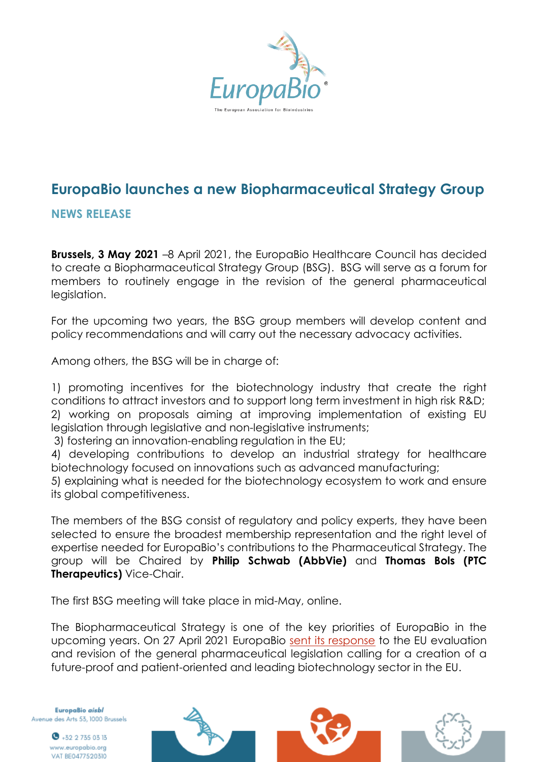# EuropaBio launches a new Biopharmaceutical Strategy Group

## NEWS RELEASE

**Brussels, 3 May 2021** –8 April 2021, the EuropaBio Healthcare Council has decided to create a Biopharmaceutical Strategy Group (BSG). BSG will serve as a forum for members to routinely engage in the revision of the general pharmaceutical legislation.

For the upcoming two years, the BSG group members will develop content and policy recommendations and will carry out the necessary advocacy activities.

Among others, the BSG will be in charge of:

1) promoting incentives for the biotechnology industry that create the right conditions to attract investors and to support long term investment in high risk R&D;
2) working on proposals aiming at improving implementation of existing EU legislation through legislative and non-legislative instruments;
3) fostering an innovation-enabling regulation in the EU;
4) developing contributions to develop an industrial strategy for healthcare biotechnology focused on innovations such as advanced manufacturing;
5) explaining what is needed for the biotechnology ecosystem to work and ensure its global competitiveness.

The members of the BSG consist of regulatory and policy experts, they have been selected to ensure the broadest membership representation and the right level of expertise needed for EuropaBio's contributions to the Pharmaceutical Strategy. The group will be Chaired by **Philip Schwab (AbbVie)** and **Thomas Bols (PTC Therapeutics)** Vice-Chair.

The first BSG meeting will take place in mid-May, online.

The Biopharmaceutical Strategy is one of the key priorities of EuropaBio in the upcoming years. On 27 April 2021 EuropaBio sent its response to the EU evaluation and revision of the general pharmaceutical legislation calling for a creation of a future-proof and patient-oriented and leading biotechnology sector in the EU.

EuropaBio *aisbl*
Avenue des Arts 53, 1000 Brussels
+32 2 735 03 13
www.europabio.org
VAT BE0477520310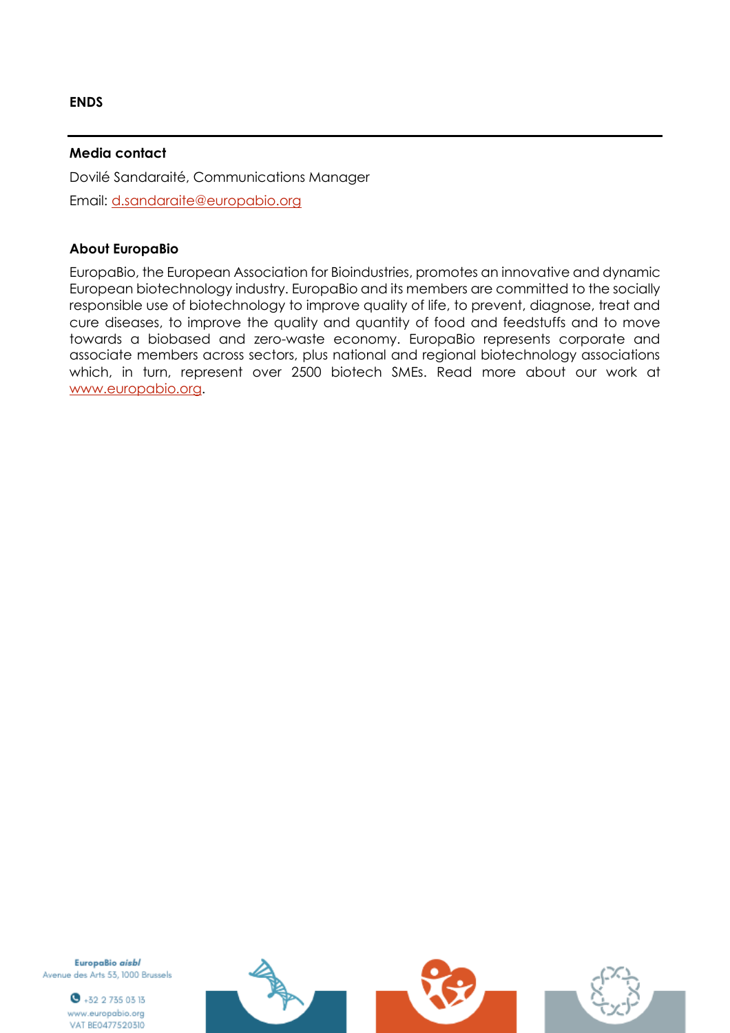**ENDS**

---

**Media contact**

Dovilé Sandaraité, Communications Manager

Email: d.sandaraite@europabio.org

**About EuropaBio**

EuropaBio, the European Association for Bioindustries, promotes an innovative and dynamic European biotechnology industry. EuropaBio and its members are committed to the socially responsible use of biotechnology to improve quality of life, to prevent, diagnose, treat and cure diseases, to improve the quality and quantity of food and feedstuffs and to move towards a biobased and zero-waste economy. EuropaBio represents corporate and associate members across sectors, plus national and regional biotechnology associations which, in turn, represent over 2500 biotech SMEs. Read more about our work at www.europabio.org.